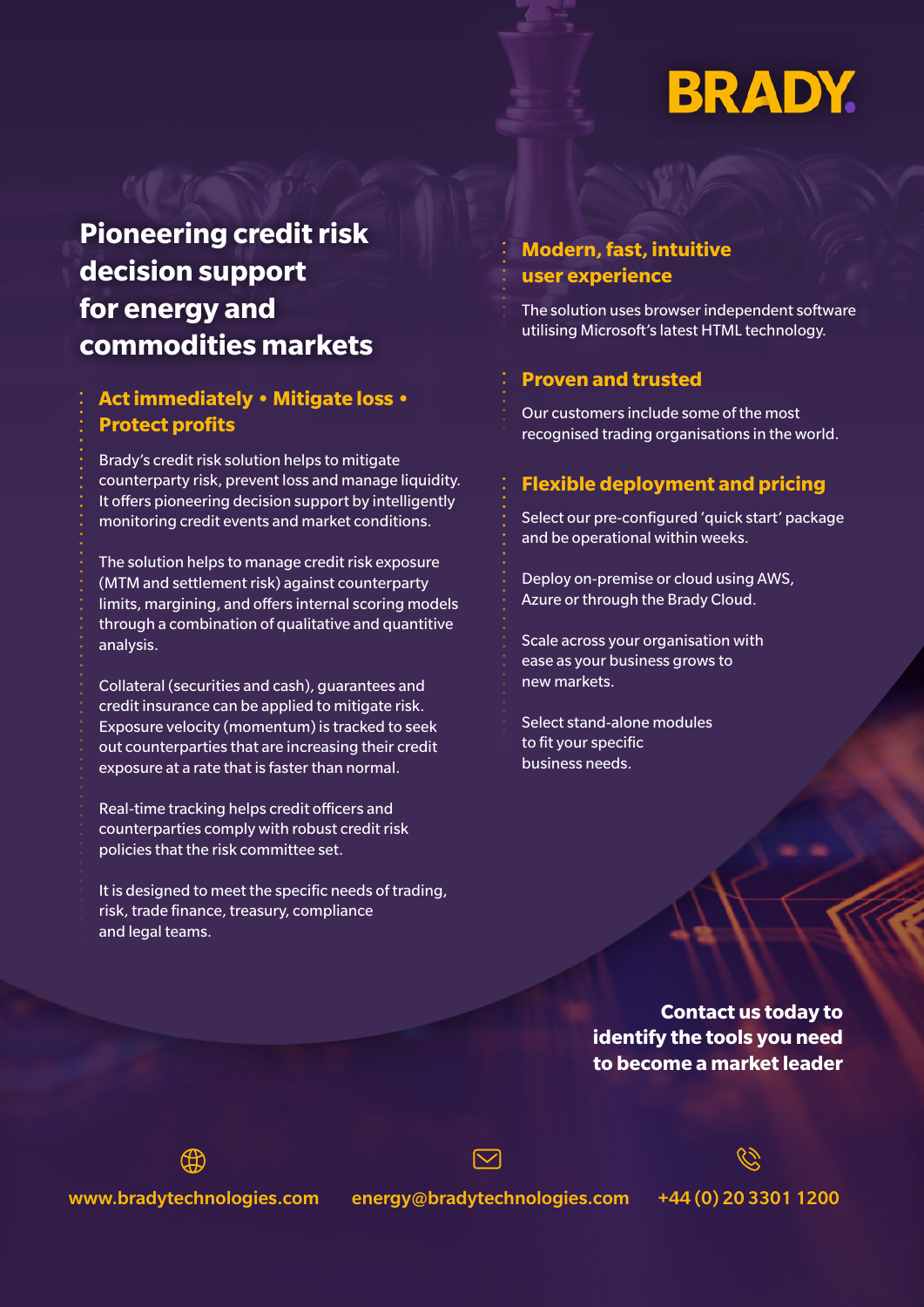BRADY

# Pioneering credit risk decision support for energy and commodities markets

## Act immediately • Mitigate loss • Protect profits

Brady's credit risk solution helps to mitigate counterparty risk, prevent loss and manage liquidity. It offers pioneering decision support by intelligently monitoring credit events and market conditions.

The solution helps to manage credit risk exposure (MTM and settlement risk) against counterparty limits, margining, and offers internal scoring models through a combination of qualitative and quantitive analysis.

Collateral (securities and cash), guarantees and credit insurance can be applied to mitigate risk. Exposure velocity (momentum) is tracked to seek out counterparties that are increasing their credit exposure at a rate that is faster than normal.

Real-time tracking helps credit officers and counterparties comply with robust credit risk policies that the risk committee set.

It is designed to meet the specific needs of trading, risk, trade finance, treasury, compliance and legal teams.

## Modern, fast, intuitive user experience

The solution uses browser independent software utilising Microsoft's latest HTML technology.

## Proven and trusted

Our customers include some of the most recognised trading organisations in the world.

## Flexible deployment and pricing

Select our pre-configured 'quick start' package and be operational within weeks.

Deploy on-premise or cloud using AWS, Azure or through the Brady Cloud.

Scale across your organisation with ease as your business grows to new markets.

Select stand-alone modules to fit your specific business needs.

**Contact us today to identify the tools you need to become a market leader**

www.bradytechnologies.com

energy@bradytechnologies.com

+44 (0) 20 3301 1200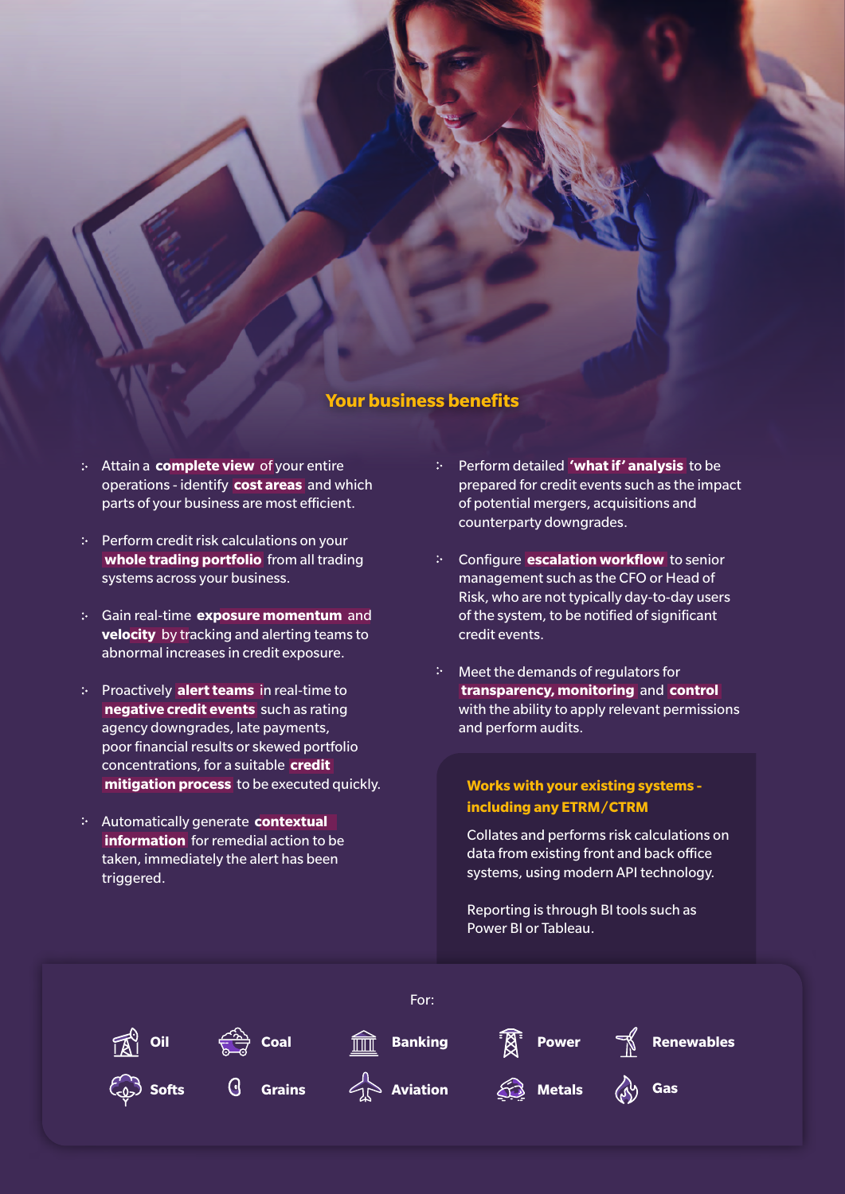## Your business benefits

- Attain a **complete view** of your entire operations - identify **cost areas** and which parts of your business are most efficient.
- Perform credit risk calculations on your **whole trading portfolio** from all trading systems across your business.
- Gain real-time **exposure momentum** and **velocity** by tracking and alerting teams to abnormal increases in credit exposure.
- Proactively **alert teams** in real-time to **negative credit events** such as rating agency downgrades, late payments, poor financial results or skewed portfolio concentrations, for a suitable **credit mitigation process** to be executed quickly.
- Automatically generate **contextual information** for remedial action to be taken, immediately the alert has been triggered.
- Perform detailed **'what if' analysis** to be prepared for credit events such as the impact of potential mergers, acquisitions and counterparty downgrades.
- Configure **escalation workflow** to senior management such as the CFO or Head of Risk, who are not typically day-to-day users of the system, to be notified of significant credit events.
- Meet the demands of regulators for **transparency, monitoring** and **control** with the ability to apply relevant permissions and perform audits.

### Works with your existing systems - including any ETRM/CTRM

Collates and performs risk calculations on data from existing front and back office systems, using modern API technology.

Reporting is through BI tools such as Power BI or Tableau.

For:

**Oil** **Coal** **Banking** **Power** **Renewables**

**Softs** **Grains** **Aviation** **Metals** **Gas**